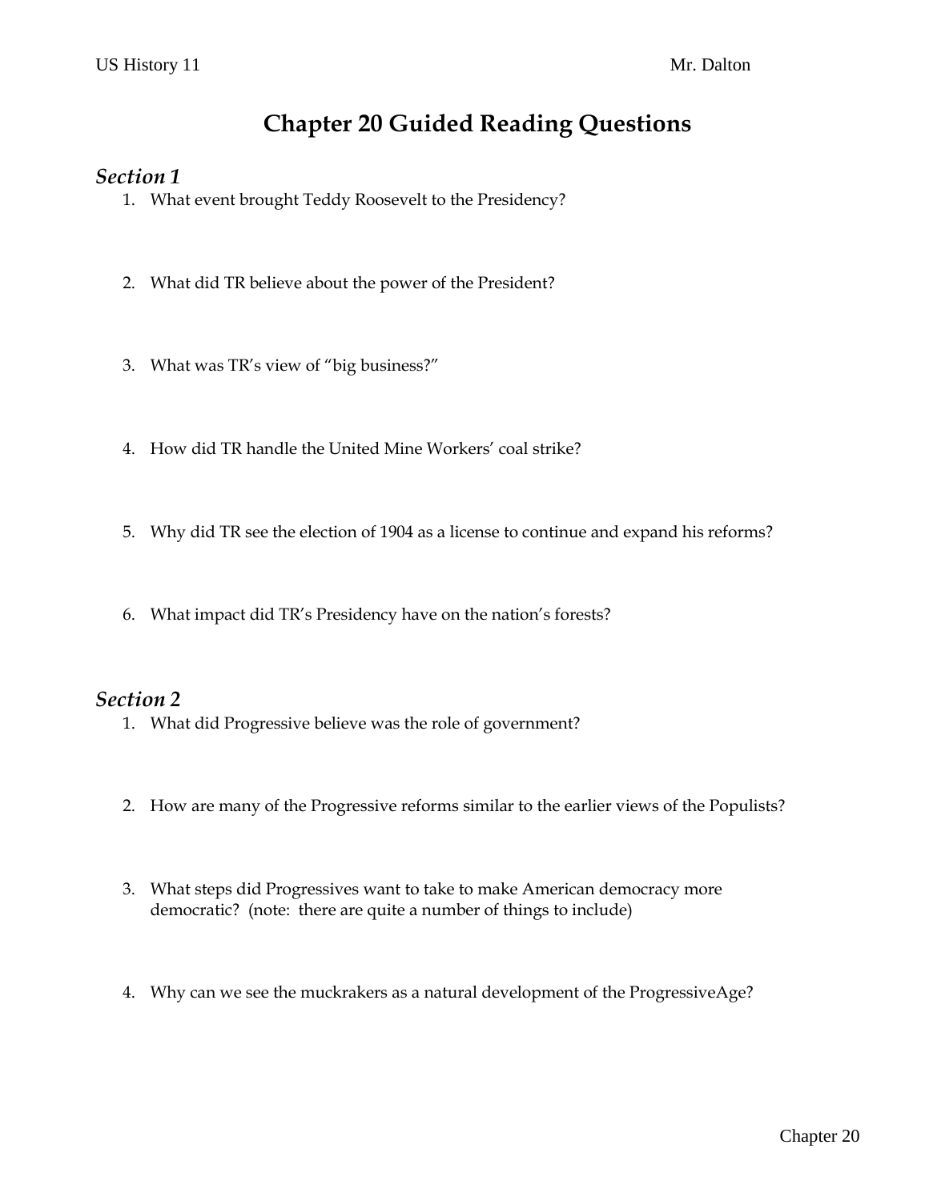# Chapter 20 Guided Reading Questions

## *Section 1*

1. What event brought Teddy Roosevelt to the Presidency?

2. What did TR believe about the power of the President?

3. What was TR's view of "big business?"

4. How did TR handle the United Mine Workers' coal strike?

5. Why did TR see the election of 1904 as a license to continue and expand his reforms?

6. What impact did TR's Presidency have on the nation's forests?

## *Section 2*

1. What did Progressive believe was the role of government?

2. How are many of the Progressive reforms similar to the earlier views of the Populists?

3. What steps did Progressives want to take to make American democracy more democratic? (note: there are quite a number of things to include)

4. Why can we see the muckrakers as a natural development of the ProgressiveAge?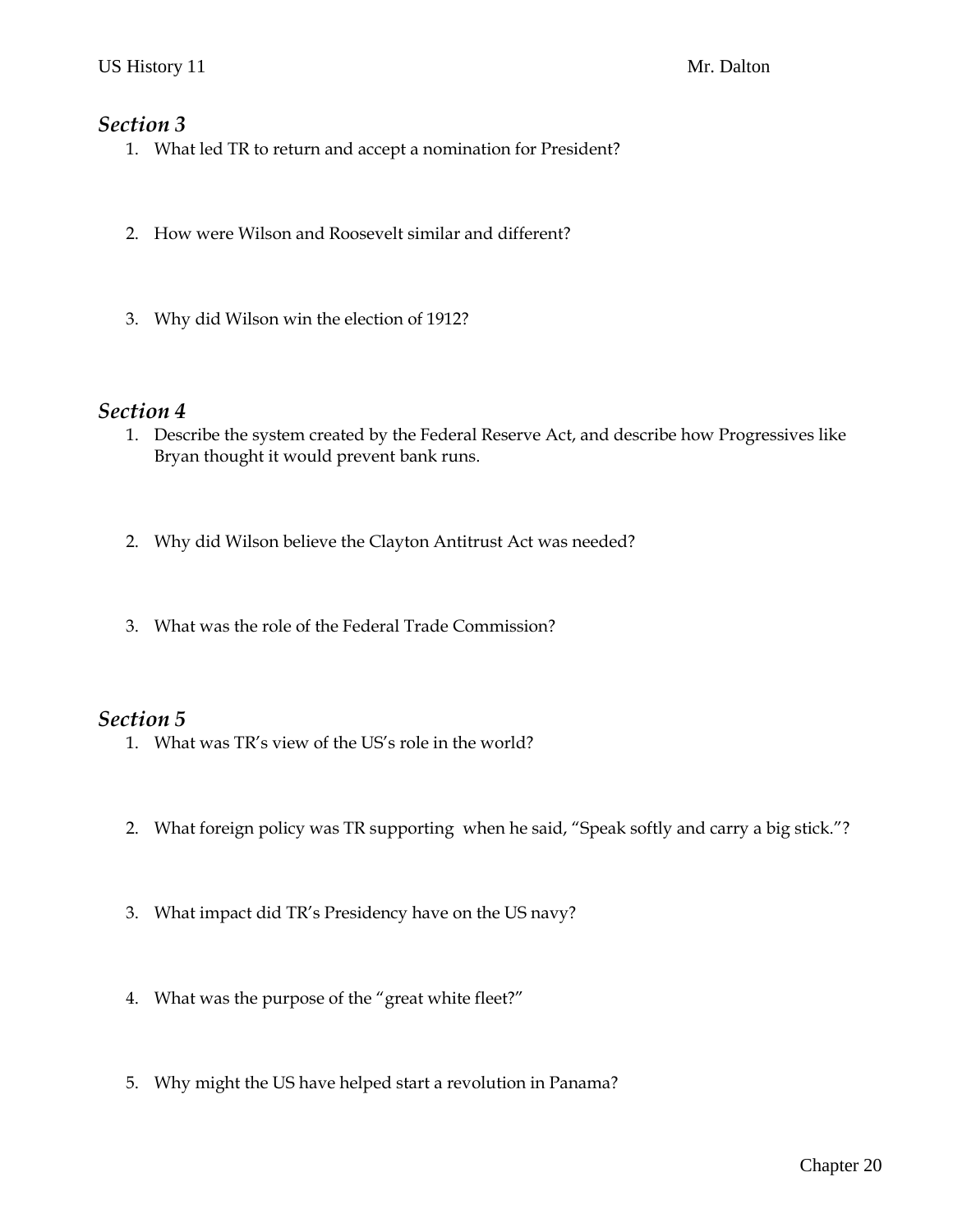## *Section 3*

1. What led TR to return and accept a nomination for President?

2. How were Wilson and Roosevelt similar and different?

3. Why did Wilson win the election of 1912?

## *Section 4*

1. Describe the system created by the Federal Reserve Act, and describe how Progressives like Bryan thought it would prevent bank runs.

2. Why did Wilson believe the Clayton Antitrust Act was needed?

3. What was the role of the Federal Trade Commission?

## *Section 5*

1. What was TR's view of the US's role in the world?

2. What foreign policy was TR supporting when he said, "Speak softly and carry a big stick."?

3. What impact did TR's Presidency have on the US navy?

4. What was the purpose of the "great white fleet?"

5. Why might the US have helped start a revolution in Panama?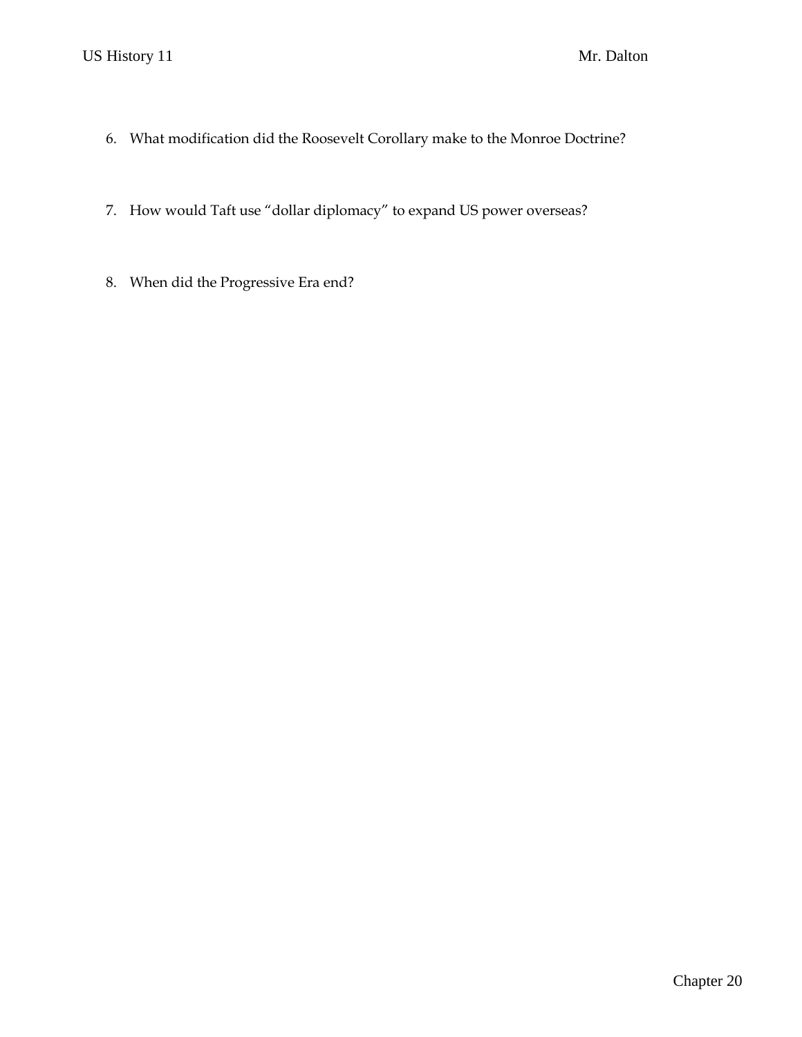6. What modification did the Roosevelt Corollary make to the Monroe Doctrine?

7. How would Taft use “dollar diplomacy” to expand US power overseas?

8. When did the Progressive Era end?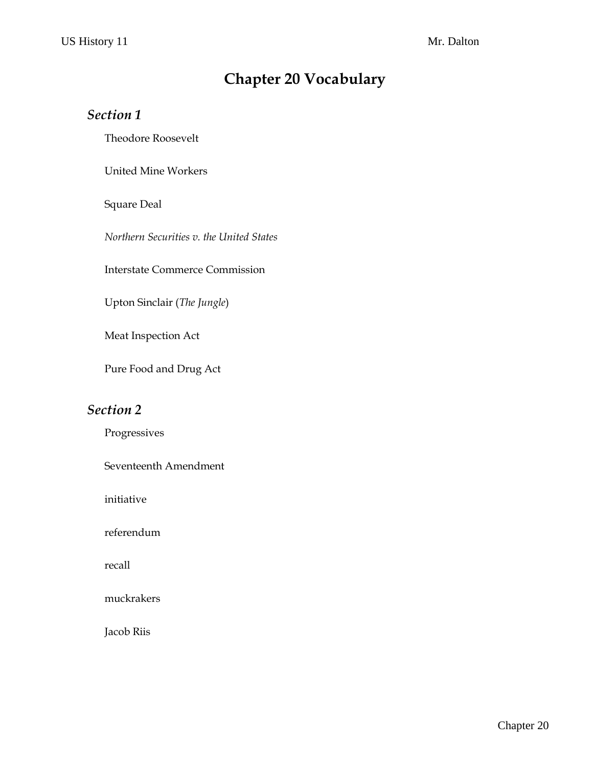# Chapter 20 Vocabulary

## *Section 1*

Theodore Roosevelt

United Mine Workers

Square Deal

*Northern Securities v. the United States*

Interstate Commerce Commission

Upton Sinclair (*The Jungle*)

Meat Inspection Act

Pure Food and Drug Act

## *Section 2*

Progressives

Seventeenth Amendment

initiative

referendum

recall

muckrakers

Jacob Riis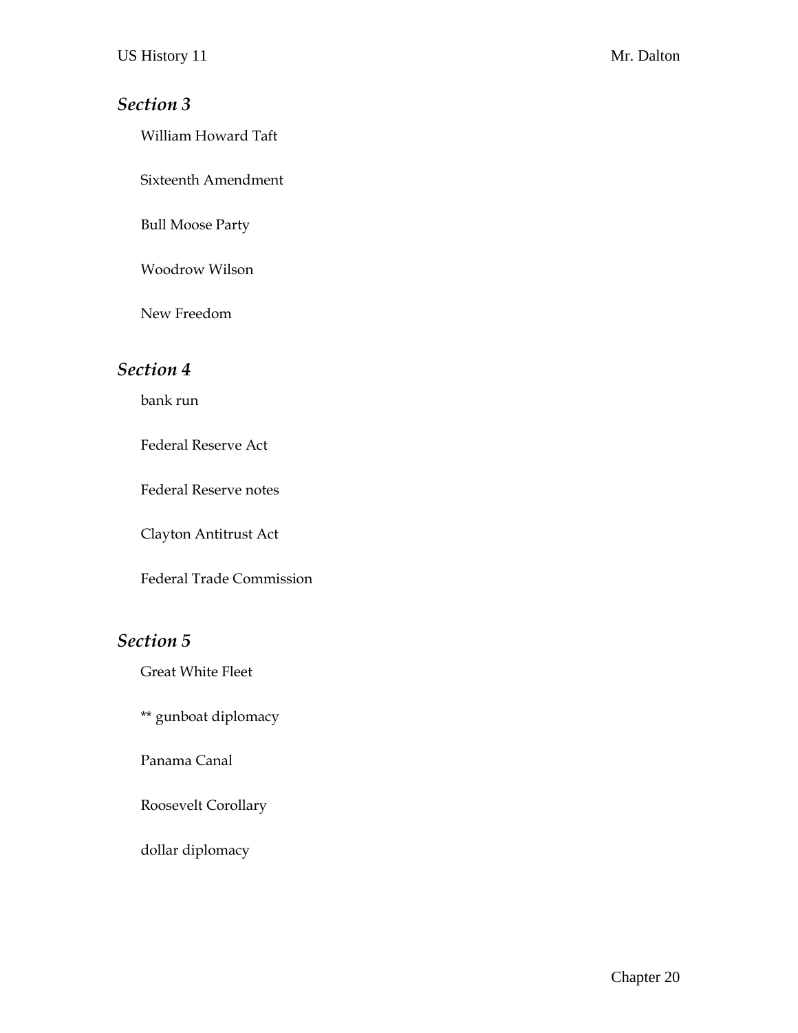## *Section 3*

William Howard Taft

Sixteenth Amendment

Bull Moose Party

Woodrow Wilson

New Freedom

## *Section 4*

bank run

Federal Reserve Act

Federal Reserve notes

Clayton Antitrust Act

Federal Trade Commission

## *Section 5*

Great White Fleet

** gunboat diplomacy

Panama Canal

Roosevelt Corollary

dollar diplomacy